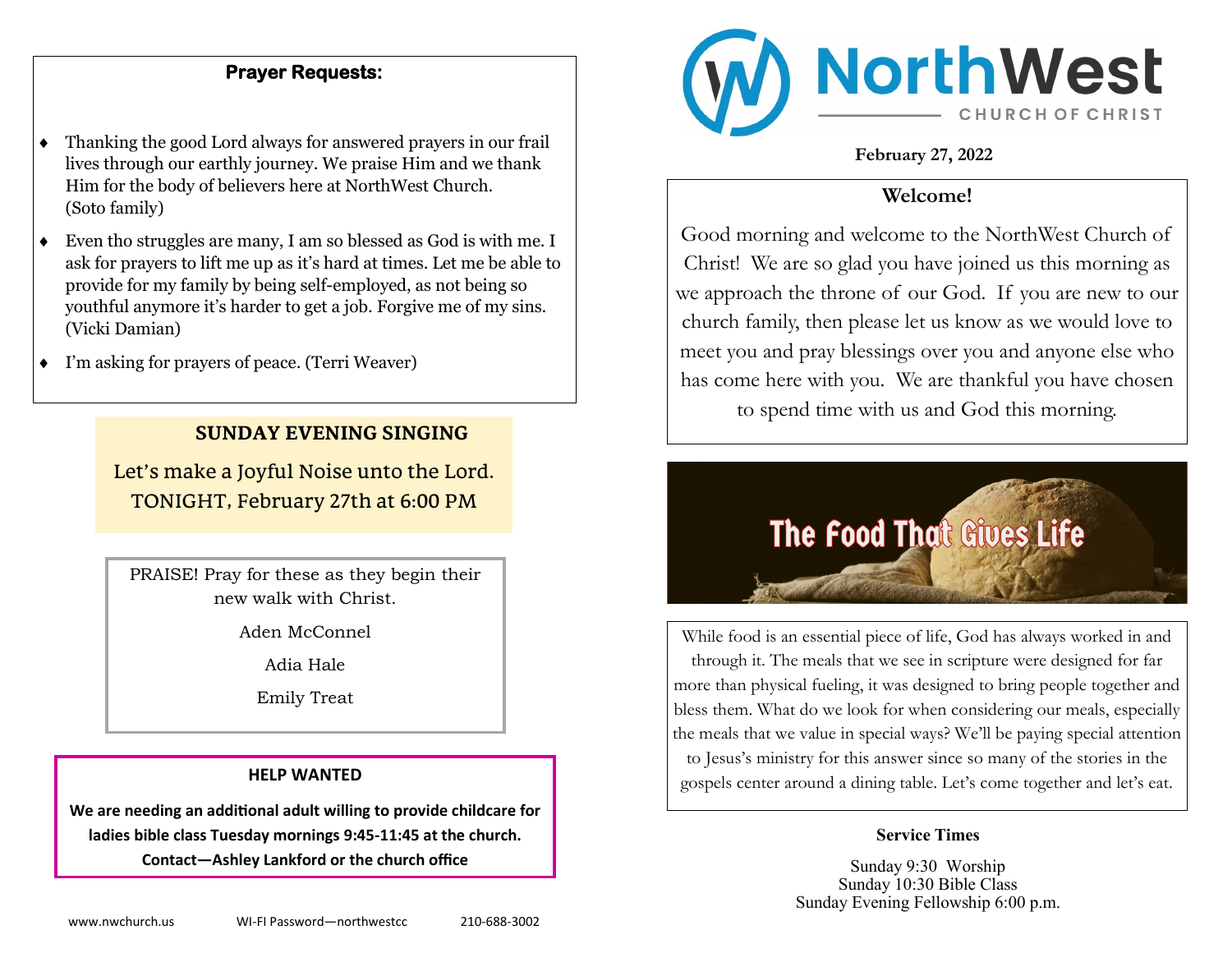## Prayer Requests:

- Thanking the good Lord always for answered prayers in our frail lives through our earthly journey. We praise Him and we thank Him for the body of believers here at NorthWest Church. (Soto family)
- Even tho struggles are many, I am so blessed as God is with me. I ask for prayers to lift me up as it's hard at times. Let me be able to provide for my family by being self-employed, as not being so youthful anymore it's harder to get a job. Forgive me of my sins. (Vicki Damian)
- I'm asking for prayers of peace. (Terri Weaver)

## SUNDAY EVENING SINGING

Let's make a Joyful Noise unto the Lord.
TONIGHT, February 27th at 6:00 PM

PRAISE! Pray for these as they begin their new walk with Christ.

Aden McConnel

Adia Hale

Emily Treat

### HELP WANTED

**We are needing an additional adult willing to provide childcare for ladies bible class Tuesday mornings 9:45-11:45 at the church. Contact—Ashley Lankford or the church office**

www.nwchurch.us WI-FI Password—northwestcc 210-688-3002

# NorthWest CHURCH OF CHRIST

**February 27, 2022**

## Welcome!

Good morning and welcome to the NorthWest Church of Christ! We are so glad you have joined us this morning as we approach the throne of our God. If you are new to our church family, then please let us know as we would love to meet you and pray blessings over you and anyone else who has come here with you. We are thankful you have chosen to spend time with us and God this morning.

## The Food That Gives Life

While food is an essential piece of life, God has always worked in and through it. The meals that we see in scripture were designed for far more than physical fueling, it was designed to bring people together and bless them. What do we look for when considering our meals, especially the meals that we value in special ways? We'll be paying special attention to Jesus's ministry for this answer since so many of the stories in the gospels center around a dining table. Let's come together and let's eat.

### Service Times

Sunday 9:30 Worship
Sunday 10:30 Bible Class
Sunday Evening Fellowship 6:00 p.m.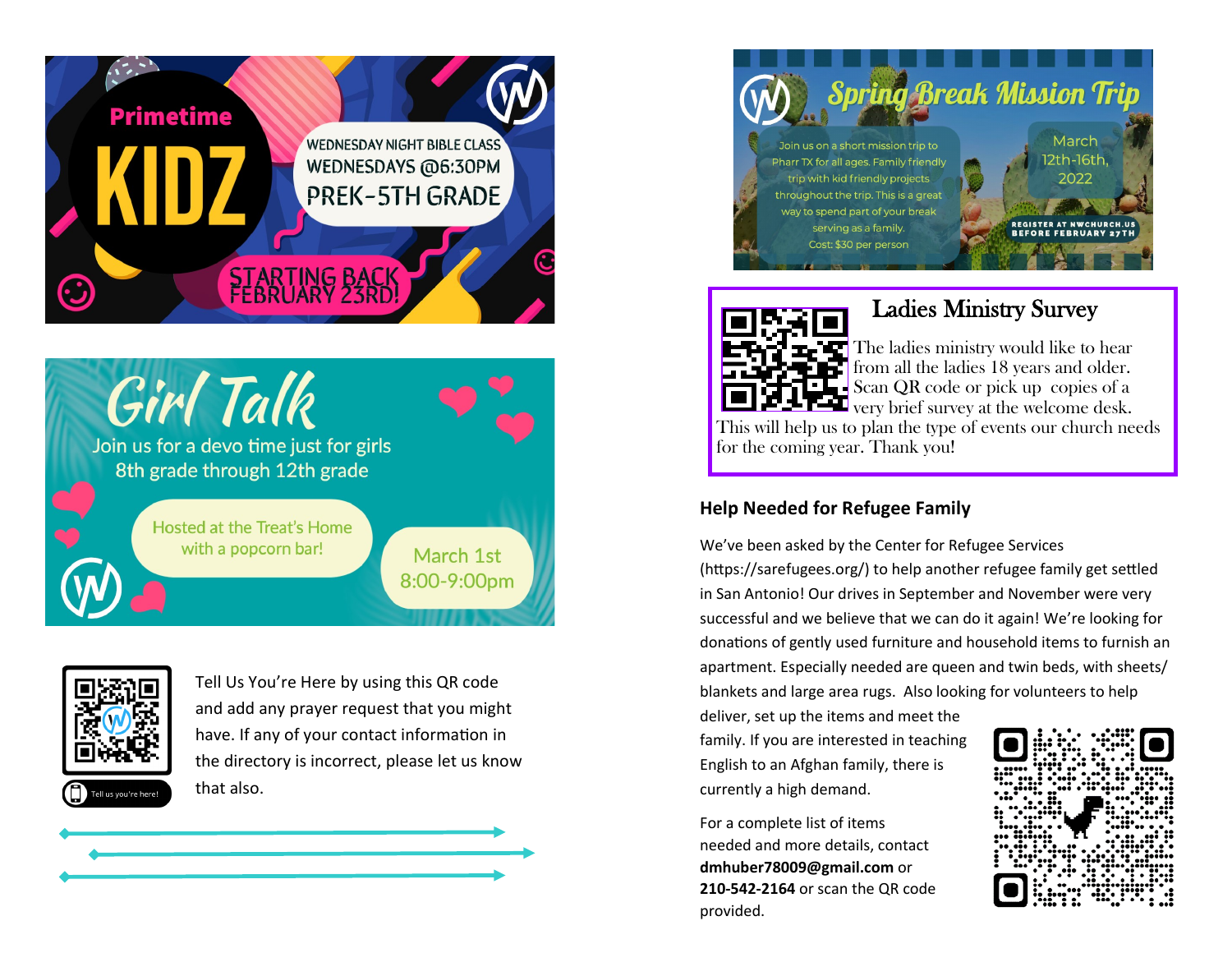Primetime

KIDZ

WEDNESDAY NIGHT BIBLE CLASS
WEDNESDAYS @6:30PM
PREK-5TH GRADE

STARTING BACK FEBRUARY 23RD!

Girl Talk

Join us for a devo time just for girls 8th grade through 12th grade

Hosted at the Treat's Home with a popcorn bar!

March 1st
8:00-9:00pm

Tell us you're here!

Tell Us You're Here by using this QR code and add any prayer request that you might have. If any of your contact information in the directory is incorrect, please let us know that also.

Spring Break Mission Trip

Join us on a short mission trip to Pharr TX for all ages. Family friendly trip with kid friendly projects throughout the trip. This is a great way to spend part of your break serving as a family.
Cost: $30 per person

March 12th-16th, 2022

REGISTER AT NWCHURCH.US BEFORE FEBRUARY 27TH

## Ladies Ministry Survey

The ladies ministry would like to hear from all the ladies 18 years and older. Scan QR code or pick up copies of a very brief survey at the welcome desk. This will help us to plan the type of events our church needs for the coming year. Thank you!

## Help Needed for Refugee Family

We've been asked by the Center for Refugee Services (https://sarefugees.org/) to help another refugee family get settled in San Antonio! Our drives in September and November were very successful and we believe that we can do it again! We're looking for donations of gently used furniture and household items to furnish an apartment. Especially needed are queen and twin beds, with sheets/blankets and large area rugs. Also looking for volunteers to help deliver, set up the items and meet the family. If you are interested in teaching English to an Afghan family, there is currently a high demand.

For a complete list of items needed and more details, contact **dmhuber78009@gmail.com** or **210-542-2164** or scan the QR code provided.